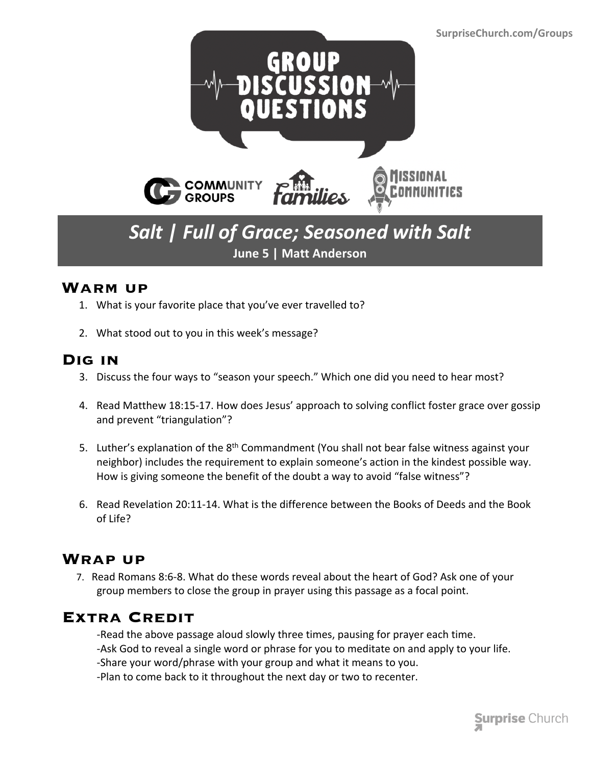SurpriseChurch.com/Groups

# GROUP DISCUSSION QUESTIONS

COMMUNITY GROUPS | families | MISSIONAL COMMUNITIES

## *Salt | Full of Grace; Seasoned with Salt*

**June 5 | Matt Anderson**

## Warm up

1. What is your favorite place that you've ever travelled to?
2. What stood out to you in this week's message?

## Dig in

3. Discuss the four ways to "season your speech." Which one did you need to hear most?
4. Read Matthew 18:15-17. How does Jesus' approach to solving conflict foster grace over gossip and prevent "triangulation"?
5. Luther's explanation of the 8th Commandment (You shall not bear false witness against your neighbor) includes the requirement to explain someone's action in the kindest possible way. How is giving someone the benefit of the doubt a way to avoid "false witness"?
6. Read Revelation 20:11-14. What is the difference between the Books of Deeds and the Book of Life?

## Wrap up

7. Read Romans 8:6-8. What do these words reveal about the heart of God? Ask one of your group members to close the group in prayer using this passage as a focal point.

## Extra Credit

-Read the above passage aloud slowly three times, pausing for prayer each time.
-Ask God to reveal a single word or phrase for you to meditate on and apply to your life.
-Share your word/phrase with your group and what it means to you.
-Plan to come back to it throughout the next day or two to recenter.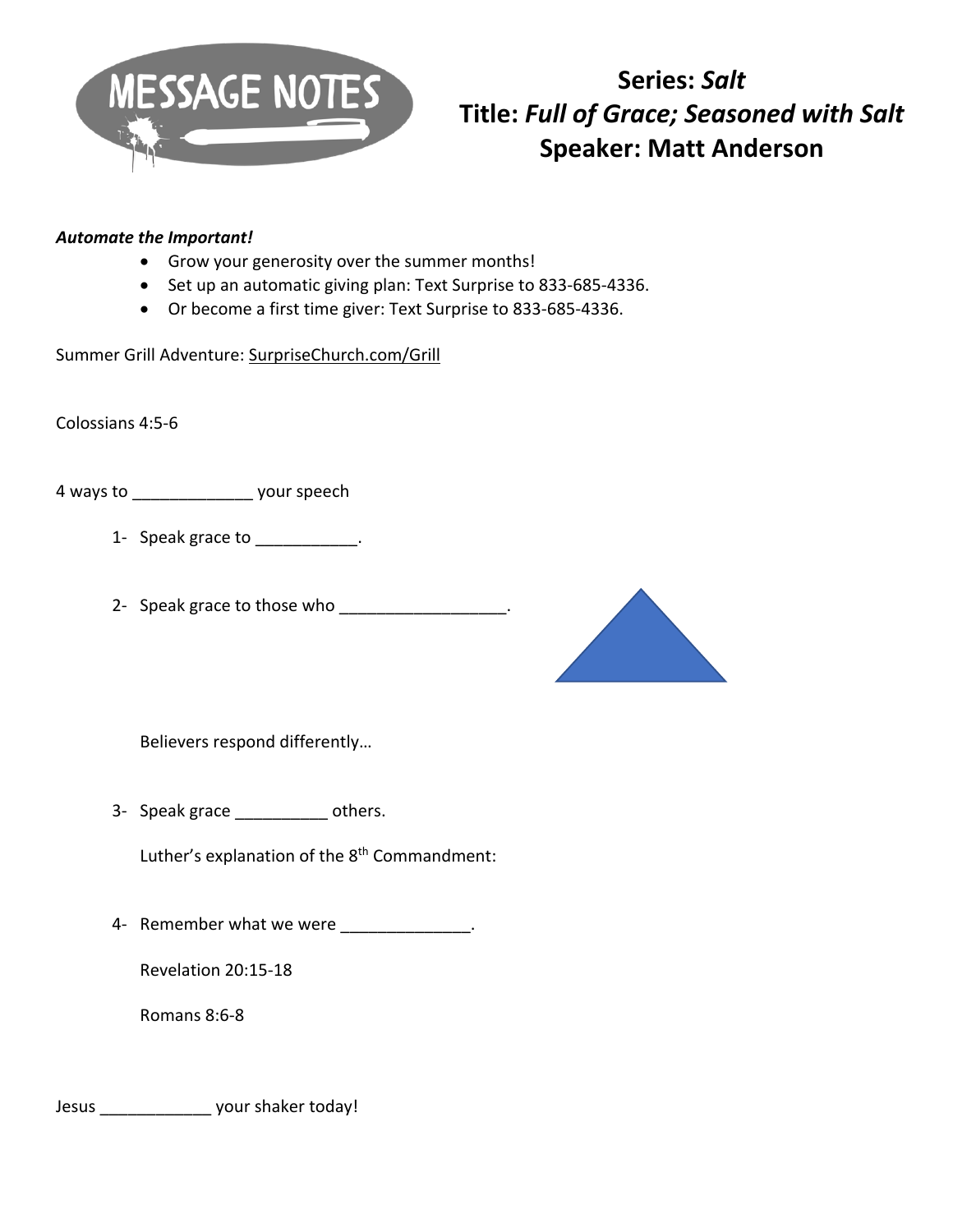**MESSAGE NOTES**

**Series:** ***Salt***
**Title:** ***Full of Grace; Seasoned with Salt***
**Speaker: Matt Anderson**

***Automate the Important!***

- Grow your generosity over the summer months!
- Set up an automatic giving plan: Text Surprise to 833-685-4336.
- Or become a first time giver: Text Surprise to 833-685-4336.

Summer Grill Adventure: SurpriseChurch.com/Grill

Colossians 4:5-6

4 ways to _____________ your speech

1- Speak grace to ___________.

2- Speak grace to those who __________________.

Believers respond differently…

3- Speak grace __________ others.

Luther's explanation of the 8th Commandment:

4- Remember what we were ______________.

Revelation 20:15-18

Romans 8:6-8

Jesus ____________ your shaker today!